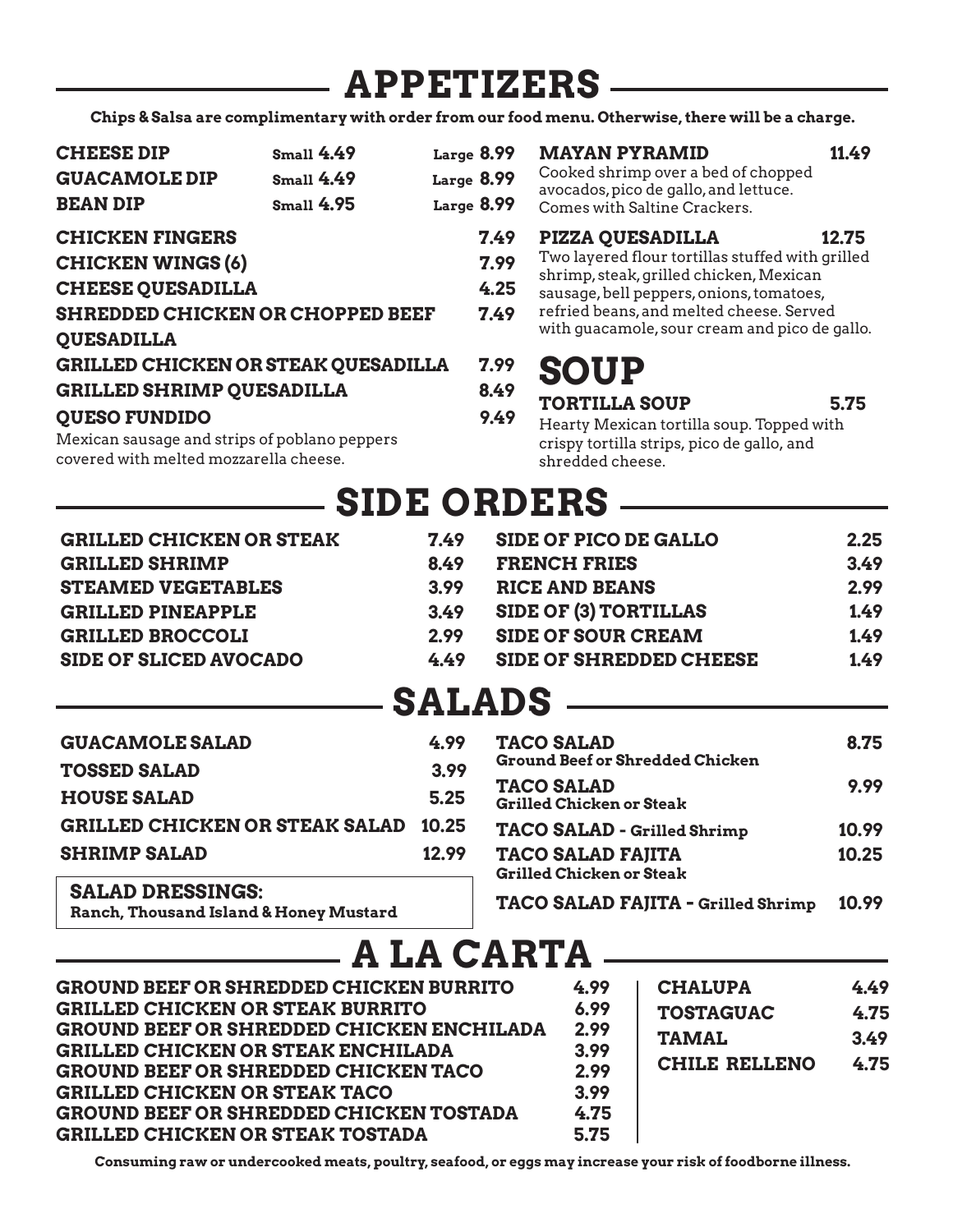# APPETIZERS

**Chips & Salsa are complimentary with order from our food menu. Otherwise, there will be a charge.**

| Item | Small | Large |
|---|---|---|
| **CHEESE DIP** | 4.49 | 8.99 |
| **GUACAMOLE DIP** | 4.49 | 8.99 |
| **BEAN DIP** | 4.95 | 8.99 |

**CHICKEN FINGERS** 7.49

**CHICKEN WINGS (6)** 7.99

**CHEESE QUESADILLA** 4.25

**SHREDDED CHICKEN OR CHOPPED BEEF QUESADILLA** 7.49

**GRILLED CHICKEN OR STEAK QUESADILLA** 7.99

**GRILLED SHRIMP QUESADILLA** 8.49

**QUESO FUNDIDO** 9.49
Mexican sausage and strips of poblano peppers covered with melted mozzarella cheese.

**MAYAN PYRAMID** 11.49
Cooked shrimp over a bed of chopped avocados, pico de gallo, and lettuce. Comes with Saltine Crackers.

**PIZZA QUESADILLA** 12.75
Two layered flour tortillas stuffed with grilled shrimp, steak, grilled chicken, Mexican sausage, bell peppers, onions, tomatoes, refried beans, and melted cheese. Served with guacamole, sour cream and pico de gallo.

# SOUP

**TORTILLA SOUP** 5.75
Hearty Mexican tortilla soup. Topped with crispy tortilla strips, pico de gallo, and shredded cheese.

# SIDE ORDERS

| Item | Price |
|---|---|
| **GRILLED CHICKEN OR STEAK** | 7.49 |
| **GRILLED SHRIMP** | 8.49 |
| **STEAMED VEGETABLES** | 3.99 |
| **GRILLED PINEAPPLE** | 3.49 |
| **GRILLED BROCCOLI** | 2.99 |
| **SIDE OF SLICED AVOCADO** | 4.49 |
| **SIDE OF PICO DE GALLO** | 2.25 |
| **FRENCH FRIES** | 3.49 |
| **RICE AND BEANS** | 2.99 |
| **SIDE OF (3) TORTILLAS** | 1.49 |
| **SIDE OF SOUR CREAM** | 1.49 |
| **SIDE OF SHREDDED CHEESE** | 1.49 |

# SALADS

| Item | Price |
|---|---|
| **GUACAMOLE SALAD** | 4.99 |
| **TOSSED SALAD** | 3.99 |
| **HOUSE SALAD** | 5.25 |
| **GRILLED CHICKEN OR STEAK SALAD** | 10.25 |
| **SHRIMP SALAD** | 12.99 |
| **TACO SALAD** – Ground Beef or Shredded Chicken | 8.75 |
| **TACO SALAD** – Grilled Chicken or Steak | 9.99 |
| **TACO SALAD - Grilled Shrimp** | 10.99 |
| **TACO SALAD FAJITA** – Grilled Chicken or Steak | 10.25 |
| **TACO SALAD FAJITA - Grilled Shrimp** | 10.99 |

**SALAD DRESSINGS:**
**Ranch, Thousand Island & Honey Mustard**

# A LA CARTA

| Item | Price |
|---|---|
| **GROUND BEEF OR SHREDDED CHICKEN BURRITO** | 4.99 |
| **GRILLED CHICKEN OR STEAK BURRITO** | 6.99 |
| **GROUND BEEF OR SHREDDED CHICKEN ENCHILADA** | 2.99 |
| **GRILLED CHICKEN OR STEAK ENCHILADA** | 3.99 |
| **GROUND BEEF OR SHREDDED CHICKEN TACO** | 2.99 |
| **GRILLED CHICKEN OR STEAK TACO** | 3.99 |
| **GROUND BEEF OR SHREDDED CHICKEN TOSTADA** | 4.75 |
| **GRILLED CHICKEN OR STEAK TOSTADA** | 5.75 |
| **CHALUPA** | 4.49 |
| **TOSTAGUAC** | 4.75 |
| **TAMAL** | 3.49 |
| **CHILE RELLENO** | 4.75 |

**Consuming raw or undercooked meats, poultry, seafood, or eggs may increase your risk of foodborne illness.**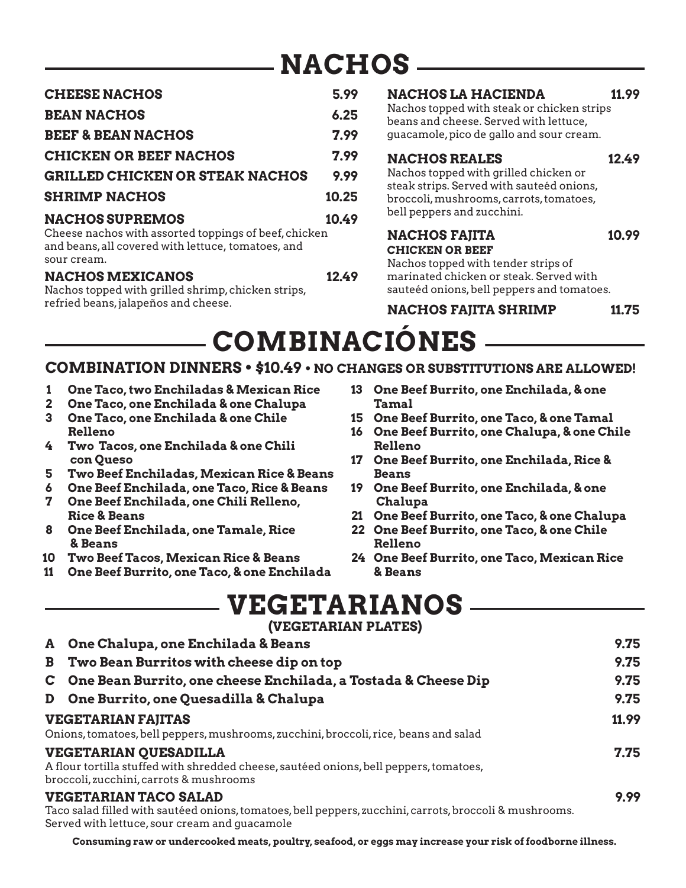# NACHOS

**CHEESE NACHOS** 5.99

**BEAN NACHOS** 6.25

**BEEF & BEAN NACHOS** 7.99

**CHICKEN OR BEEF NACHOS** 7.99

**GRILLED CHICKEN OR STEAK NACHOS** 9.99

**SHRIMP NACHOS** 10.25

**NACHOS SUPREMOS** 10.49
Cheese nachos with assorted toppings of beef, chicken and beans, all covered with lettuce, tomatoes, and sour cream.

**NACHOS MEXICANOS** 12.49
Nachos topped with grilled shrimp, chicken strips, refried beans, jalapeños and cheese.

**NACHOS LA HACIENDA** 11.99
Nachos topped with steak or chicken strips beans and cheese. Served with lettuce, guacamole, pico de gallo and sour cream.

**NACHOS REALES** 12.49
Nachos topped with grilled chicken or steak strips. Served with sauteéd onions, broccoli, mushrooms, carrots, tomatoes, bell peppers and zucchini.

**NACHOS FAJITA** 10.99
**CHICKEN OR BEEF**
Nachos topped with tender strips of marinated chicken or steak. Served with sauteéd onions, bell peppers and tomatoes.

**NACHOS FAJITA SHRIMP** 11.75

# COMBINACIÓNES

## COMBINATION DINNERS • $10.49 • NO CHANGES OR SUBSTITUTIONS ARE ALLOWED!

1. **One Taco, two Enchiladas & Mexican Rice**
2. **One Taco, one Enchilada & one Chalupa**
3. **One Taco, one Enchilada & one Chile Relleno**
4. **Two Tacos, one Enchilada & one Chili con Queso**
5. **Two Beef Enchiladas, Mexican Rice & Beans**
6. **One Beef Enchilada, one Taco, Rice & Beans**
7. **One Beef Enchilada, one Chili Relleno, Rice & Beans**
8. **One Beef Enchilada, one Tamale, Rice & Beans**
10. **Two Beef Tacos, Mexican Rice & Beans**
11. **One Beef Burrito, one Taco, & one Enchilada**
13. **One Beef Burrito, one Enchilada, & one Tamal**
15. **One Beef Burrito, one Taco, & one Tamal**
16. **One Beef Burrito, one Chalupa, & one Chile Relleno**
17. **One Beef Burrito, one Enchilada, Rice & Beans**
19. **One Beef Burrito, one Enchilada, & one Chalupa**
21. **One Beef Burrito, one Taco, & one Chalupa**
22. **One Beef Burrito, one Taco, & one Chile Relleno**
24. **One Beef Burrito, one Taco, Mexican Rice & Beans**

# VEGETARIANOS

## (VEGETARIAN PLATES)

**A One Chalupa, one Enchilada & Beans** 9.75

**B Two Bean Burritos with cheese dip on top** 9.75

**C One Bean Burrito, one cheese Enchilada, a Tostada & Cheese Dip** 9.75

**D One Burrito, one Quesadilla & Chalupa** 9.75

**VEGETARIAN FAJITAS** 11.99
Onions, tomatoes, bell peppers, mushrooms, zucchini, broccoli, rice, beans and salad

**VEGETARIAN QUESADILLA** 7.75
A flour tortilla stuffed with shredded cheese, sautéed onions, bell peppers, tomatoes, broccoli, zucchini, carrots & mushrooms

**VEGETARIAN TACO SALAD** 9.99
Taco salad filled with sautéed onions, tomatoes, bell peppers, zucchini, carrots, broccoli & mushrooms. Served with lettuce, sour cream and guacamole

**Consuming raw or undercooked meats, poultry, seafood, or eggs may increase your risk of foodborne illness.**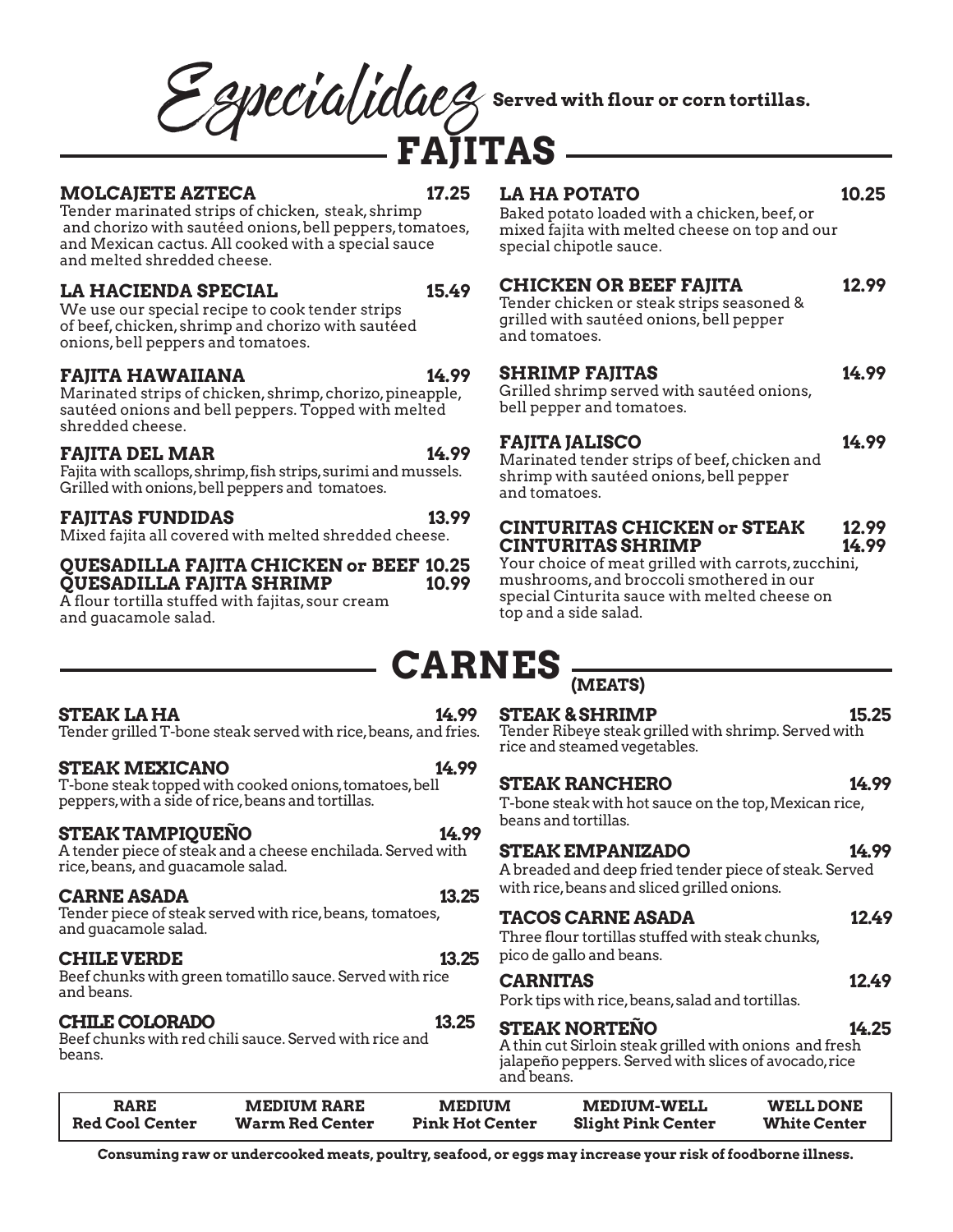# Especialidaes

Served with flour or corn tortillas.

## FAJITAS

### MOLCAJETE AZTECA 17.25
Tender marinated strips of chicken, steak, shrimp and chorizo with sautéed onions, bell peppers, tomatoes, and Mexican cactus. All cooked with a special sauce and melted shredded cheese.

### LA HACIENDA SPECIAL 15.49
We use our special recipe to cook tender strips of beef, chicken, shrimp and chorizo with sautéed onions, bell peppers and tomatoes.

### FAJITA HAWAIIANA 14.99
Marinated strips of chicken, shrimp, chorizo, pineapple, sautéed onions and bell peppers. Topped with melted shredded cheese.

### FAJITA DEL MAR 14.99
Fajita with scallops, shrimp, fish strips, surimi and mussels. Grilled with onions, bell peppers and tomatoes.

### FAJITAS FUNDIDAS 13.99
Mixed fajita all covered with melted shredded cheese.

### QUESADILLA FAJITA CHICKEN or BEEF 10.25
### QUESADILLA FAJITA SHRIMP 10.99
A flour tortilla stuffed with fajitas, sour cream and guacamole salad.

### LA HA POTATO 10.25
Baked potato loaded with a chicken, beef, or mixed fajita with melted cheese on top and our special chipotle sauce.

### CHICKEN OR BEEF FAJITA 12.99
Tender chicken or steak strips seasoned & grilled with sautéed onions, bell pepper and tomatoes.

### SHRIMP FAJITAS 14.99
Grilled shrimp served with sautéed onions, bell pepper and tomatoes.

### FAJITA JALISCO 14.99
Marinated tender strips of beef, chicken and shrimp with sautéed onions, bell pepper and tomatoes.

### CINTURITAS CHICKEN or STEAK 12.99
### CINTURITAS SHRIMP 14.99
Your choice of meat grilled with carrots, zucchini, mushrooms, and broccoli smothered in our special Cinturita sauce with melted cheese on top and a side salad.

## CARNES (MEATS)

### STEAK LA HA 14.99
Tender grilled T-bone steak served with rice, beans, and fries.

### STEAK MEXICANO 14.99
T-bone steak topped with cooked onions, tomatoes, bell peppers, with a side of rice, beans and tortillas.

### STEAK TAMPIQUEÑO 14.99
A tender piece of steak and a cheese enchilada. Served with rice, beans, and guacamole salad.

### CARNE ASADA 13.25
Tender piece of steak served with rice, beans, tomatoes, and guacamole salad.

### CHILE VERDE 13.25
Beef chunks with green tomatillo sauce. Served with rice and beans.

### CHILE COLORADO 13.25
Beef chunks with red chili sauce. Served with rice and beans.

### STEAK & SHRIMP 15.25
Tender Ribeye steak grilled with shrimp. Served with rice and steamed vegetables.

### STEAK RANCHERO 14.99
T-bone steak with hot sauce on the top, Mexican rice, beans and tortillas.

### STEAK EMPANIZADO 14.99
A breaded and deep fried tender piece of steak. Served with rice, beans and sliced grilled onions.

### TACOS CARNE ASADA 12.49
Three flour tortillas stuffed with steak chunks, pico de gallo and beans.

### CARNITAS 12.49
Pork tips with rice, beans, salad and tortillas.

### STEAK NORTEÑO 14.25
A thin cut Sirloin steak grilled with onions and fresh jalapeño peppers. Served with slices of avocado, rice and beans.

| RARE | MEDIUM RARE | MEDIUM | MEDIUM-WELL | WELL DONE |
|---|---|---|---|---|
| Red Cool Center | Warm Red Center | Pink Hot Center | Slight Pink Center | White Center |

**Consuming raw or undercooked meats, poultry, seafood, or eggs may increase your risk of foodborne illness.**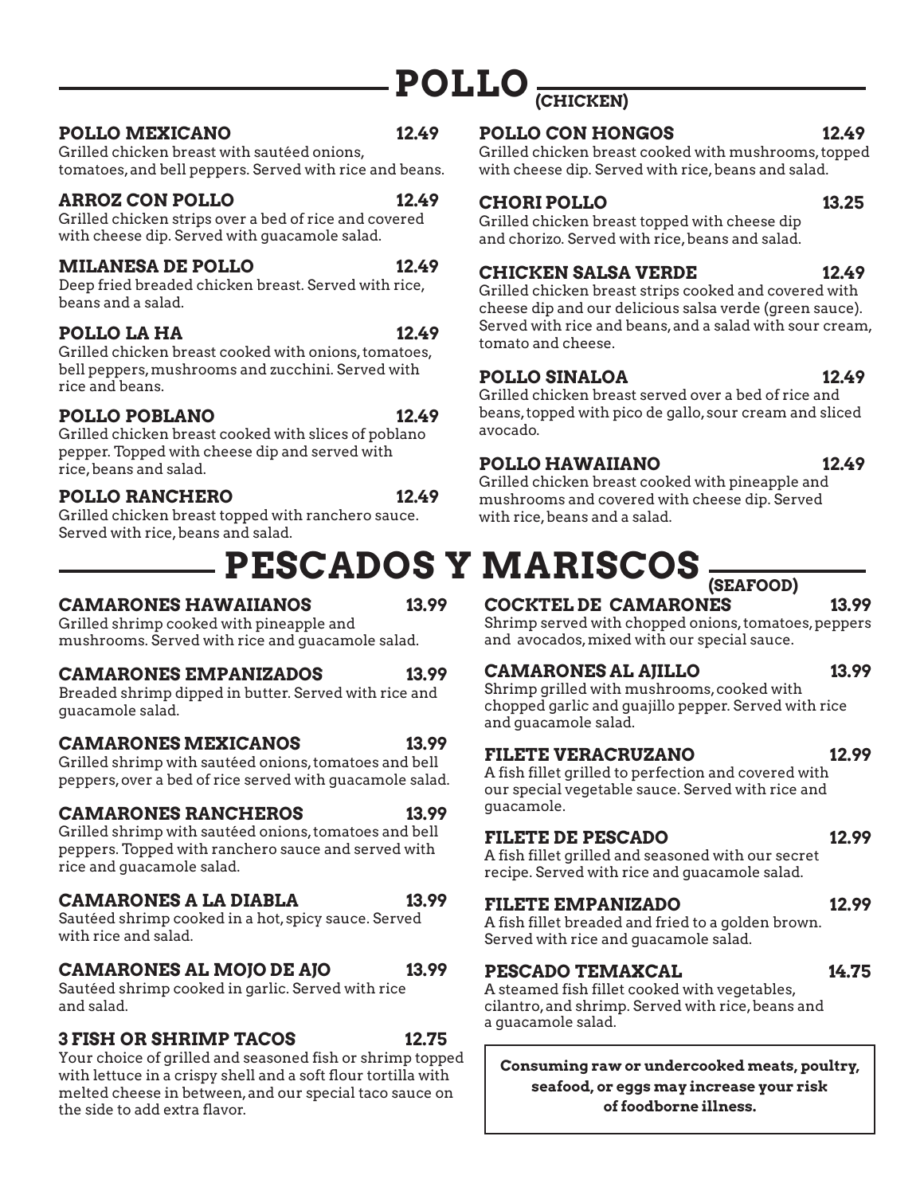# POLLO (CHICKEN)

### POLLO MEXICANO 12.49
Grilled chicken breast with sautéed onions, tomatoes, and bell peppers. Served with rice and beans.

### ARROZ CON POLLO 12.49
Grilled chicken strips over a bed of rice and covered with cheese dip. Served with guacamole salad.

### MILANESA DE POLLO 12.49
Deep fried breaded chicken breast. Served with rice, beans and a salad.

### POLLO LA HA 12.49
Grilled chicken breast cooked with onions, tomatoes, bell peppers, mushrooms and zucchini. Served with rice and beans.

### POLLO POBLANO 12.49
Grilled chicken breast cooked with slices of poblano pepper. Topped with cheese dip and served with rice, beans and salad.

### POLLO RANCHERO 12.49
Grilled chicken breast topped with ranchero sauce. Served with rice, beans and salad.

### POLLO CON HONGOS 12.49
Grilled chicken breast cooked with mushrooms, topped with cheese dip. Served with rice, beans and salad.

### CHORI POLLO 13.25
Grilled chicken breast topped with cheese dip and chorizo. Served with rice, beans and salad.

### CHICKEN SALSA VERDE 12.49
Grilled chicken breast strips cooked and covered with cheese dip and our delicious salsa verde (green sauce). Served with rice and beans, and a salad with sour cream, tomato and cheese.

### POLLO SINALOA 12.49
Grilled chicken breast served over a bed of rice and beans, topped with pico de gallo, sour cream and sliced avocado.

### POLLO HAWAIIANO 12.49
Grilled chicken breast cooked with pineapple and mushrooms and covered with cheese dip. Served with rice, beans and a salad.

# PESCADOS Y MARISCOS (SEAFOOD)

### CAMARONES HAWAIIANOS 13.99
Grilled shrimp cooked with pineapple and mushrooms. Served with rice and guacamole salad.

### CAMARONES EMPANIZADOS 13.99
Breaded shrimp dipped in butter. Served with rice and guacamole salad.

### CAMARONES MEXICANOS 13.99
Grilled shrimp with sautéed onions, tomatoes and bell peppers, over a bed of rice served with guacamole salad.

### CAMARONES RANCHEROS 13.99
Grilled shrimp with sautéed onions, tomatoes and bell peppers. Topped with ranchero sauce and served with rice and guacamole salad.

### CAMARONES A LA DIABLA 13.99
Sautéed shrimp cooked in a hot, spicy sauce. Served with rice and salad.

### CAMARONES AL MOJO DE AJO 13.99
Sautéed shrimp cooked in garlic. Served with rice and salad.

### 3 FISH OR SHRIMP TACOS 12.75
Your choice of grilled and seasoned fish or shrimp topped with lettuce in a crispy shell and a soft flour tortilla with melted cheese in between, and our special taco sauce on the side to add extra flavor.

### COCKTEL DE CAMARONES 13.99
Shrimp served with chopped onions, tomatoes, peppers and avocados, mixed with our special sauce.

### CAMARONES AL AJILLO 13.99
Shrimp grilled with mushrooms, cooked with chopped garlic and guajillo pepper. Served with rice and guacamole salad.

### FILETE VERACRUZANO 12.99
A fish fillet grilled to perfection and covered with our special vegetable sauce. Served with rice and guacamole.

### FILETE DE PESCADO 12.99
A fish fillet grilled and seasoned with our secret recipe. Served with rice and guacamole salad.

### FILETE EMPANIZADO 12.99
A fish fillet breaded and fried to a golden brown. Served with rice and guacamole salad.

### PESCADO TEMAXCAL 14.75
A steamed fish fillet cooked with vegetables, cilantro, and shrimp. Served with rice, beans and a guacamole salad.

**Consuming raw or undercooked meats, poultry, seafood, or eggs may increase your risk of foodborne illness.**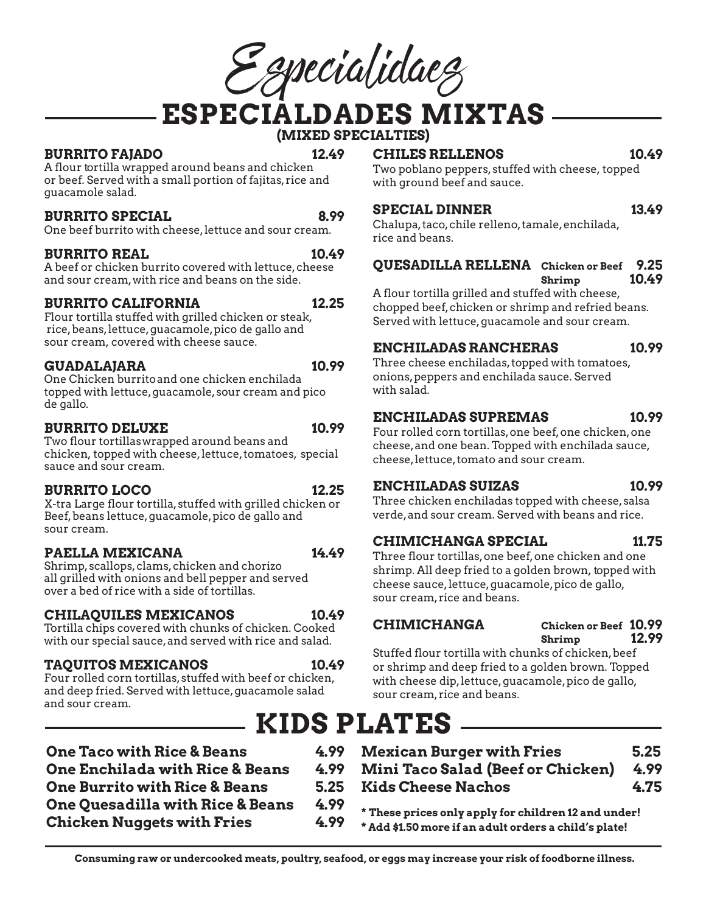# Especialidaes

## ESPECIALDADES MIXTAS

(MIXED SPECIALTIES)

**BURRITO FAJADO** 12.49
A flour tortilla wrapped around beans and chicken or beef. Served with a small portion of fajitas, rice and guacamole salad.

**BURRITO SPECIAL** 8.99
One beef burrito with cheese, lettuce and sour cream.

**BURRITO REAL** 10.49
A beef or chicken burrito covered with lettuce, cheese and sour cream, with rice and beans on the side.

**BURRITO CALIFORNIA** 12.25
Flour tortilla stuffed with grilled chicken or steak, rice, beans, lettuce, guacamole, pico de gallo and sour cream, covered with cheese sauce.

**GUADALAJARA** 10.99
One Chicken burrito and one chicken enchilada topped with lettuce, guacamole, sour cream and pico de gallo.

**BURRITO DELUXE** 10.99
Two flour tortillas wrapped around beans and chicken, topped with cheese, lettuce, tomatoes, special sauce and sour cream.

**BURRITO LOCO** 12.25
X-tra Large flour tortilla, stuffed with grilled chicken or Beef, beans lettuce, guacamole, pico de gallo and sour cream.

**PAELLA MEXICANA** 14.49
Shrimp, scallops, clams, chicken and chorizo all grilled with onions and bell pepper and served over a bed of rice with a side of tortillas.

**CHILAQUILES MEXICANOS** 10.49
Tortilla chips covered with chunks of chicken. Cooked with our special sauce, and served with rice and salad.

**TAQUITOS MEXICANOS** 10.49
Four rolled corn tortillas, stuffed with beef or chicken, and deep fried. Served with lettuce, guacamole salad and sour cream.

**CHILES RELLENOS** 10.49
Two poblano peppers, stuffed with cheese, topped with ground beef and sauce.

**SPECIAL DINNER** 13.49
Chalupa, taco, chile relleno, tamale, enchilada, rice and beans.

**QUESADILLA RELLENA** — Chicken or Beef 9.25 / Shrimp 10.49
A flour tortilla grilled and stuffed with cheese, chopped beef, chicken or shrimp and refried beans. Served with lettuce, guacamole and sour cream.

**ENCHILADAS RANCHERAS** 10.99
Three cheese enchiladas, topped with tomatoes, onions, peppers and enchilada sauce. Served with salad.

**ENCHILADAS SUPREMAS** 10.99
Four rolled corn tortillas, one beef, one chicken, one cheese, and one bean. Topped with enchilada sauce, cheese, lettuce, tomato and sour cream.

**ENCHILADAS SUIZAS** 10.99
Three chicken enchiladas topped with cheese, salsa verde, and sour cream. Served with beans and rice.

**CHIMICHANGA SPECIAL** 11.75
Three flour tortillas, one beef, one chicken and one shrimp. All deep fried to a golden brown, topped with cheese sauce, lettuce, guacamole, pico de gallo, sour cream, rice and beans.

**CHIMICHANGA** — Chicken or Beef 10.99 / Shrimp 12.99
Stuffed flour tortilla with chunks of chicken, beef or shrimp and deep fried to a golden brown. Topped with cheese dip, lettuce, guacamole, pico de gallo, sour cream, rice and beans.

## KIDS PLATES

**One Taco with Rice & Beans** 4.99
**One Enchilada with Rice & Beans** 4.99
**One Burrito with Rice & Beans** 5.25
**One Quesadilla with Rice & Beans** 4.99
**Chicken Nuggets with Fries** 4.99
**Mexican Burger with Fries** 5.25
**Mini Taco Salad (Beef or Chicken)** 4.99
**Kids Cheese Nachos** 4.75

**\* These prices only apply for children 12 and under!**
**\* Add $1.50 more if an adult orders a child's plate!**

**Consuming raw or undercooked meats, poultry, seafood, or eggs may increase your risk of foodborne illness.**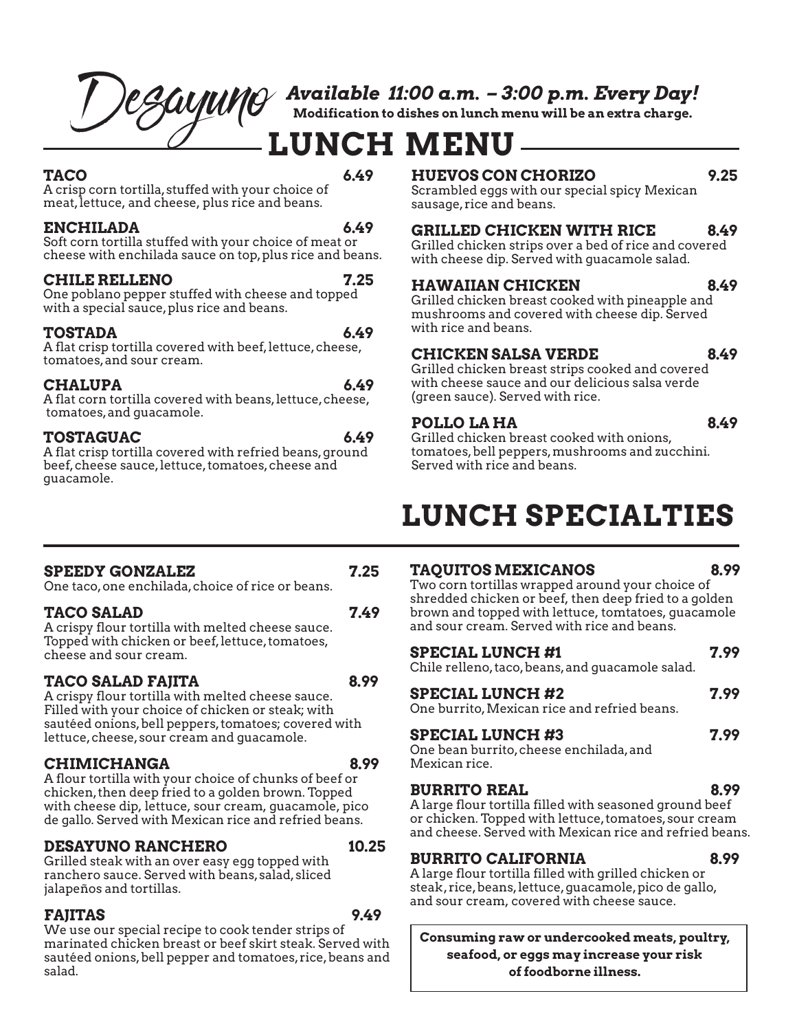# Desayuno

***Available 11:00 a.m. – 3:00 p.m. Every Day!***

**Modification to dishes on lunch menu will be an extra charge.**

# LUNCH MENU

**TACO** 6.49
A crisp corn tortilla, stuffed with your choice of meat, lettuce, and cheese, plus rice and beans.

**ENCHILADA** 6.49
Soft corn tortilla stuffed with your choice of meat or cheese with enchilada sauce on top, plus rice and beans.

**CHILE RELLENO** 7.25
One poblano pepper stuffed with cheese and topped with a special sauce, plus rice and beans.

**TOSTADA** 6.49
A flat crisp tortilla covered with beef, lettuce, cheese, tomatoes, and sour cream.

**CHALUPA** 6.49
A flat corn tortilla covered with beans, lettuce, cheese, tomatoes, and guacamole.

**TOSTAGUAC** 6.49
A flat crisp tortilla covered with refried beans, ground beef, cheese sauce, lettuce, tomatoes, cheese and guacamole.

**HUEVOS CON CHORIZO** 9.25
Scrambled eggs with our special spicy Mexican sausage, rice and beans.

**GRILLED CHICKEN WITH RICE** 8.49
Grilled chicken strips over a bed of rice and covered with cheese dip. Served with guacamole salad.

**HAWAIIAN CHICKEN** 8.49
Grilled chicken breast cooked with pineapple and mushrooms and covered with cheese dip. Served with rice and beans.

**CHICKEN SALSA VERDE** 8.49
Grilled chicken breast strips cooked and covered with cheese sauce and our delicious salsa verde (green sauce). Served with rice.

**POLLO LA HA** 8.49
Grilled chicken breast cooked with onions, tomatoes, bell peppers, mushrooms and zucchini. Served with rice and beans.

# LUNCH SPECIALTIES

**SPEEDY GONZALEZ** 7.25
One taco, one enchilada, choice of rice or beans.

**TACO SALAD** 7.49
A crispy flour tortilla with melted cheese sauce. Topped with chicken or beef, lettuce, tomatoes, cheese and sour cream.

**TACO SALAD FAJITA** 8.99
A crispy flour tortilla with melted cheese sauce. Filled with your choice of chicken or steak; with sautéed onions, bell peppers, tomatoes; covered with lettuce, cheese, sour cream and guacamole.

**CHIMICHANGA** 8.99
A flour tortilla with your choice of chunks of beef or chicken, then deep fried to a golden brown. Topped with cheese dip, lettuce, sour cream, guacamole, pico de gallo. Served with Mexican rice and refried beans.

**DESAYUNO RANCHERO** 10.25
Grilled steak with an over easy egg topped with ranchero sauce. Served with beans, salad, sliced jalapeños and tortillas.

**FAJITAS** 9.49
We use our special recipe to cook tender strips of marinated chicken breast or beef skirt steak. Served with sautéed onions, bell pepper and tomatoes, rice, beans and salad.

**TAQUITOS MEXICANOS** 8.99
Two corn tortillas wrapped around your choice of shredded chicken or beef, then deep fried to a golden brown and topped with lettuce, tomtatoes, guacamole and sour cream. Served with rice and beans.

**SPECIAL LUNCH #1** 7.99
Chile relleno, taco, beans, and guacamole salad.

**SPECIAL LUNCH #2** 7.99
One burrito, Mexican rice and refried beans.

**SPECIAL LUNCH #3** 7.99
One bean burrito, cheese enchilada, and Mexican rice.

**BURRITO REAL** 8.99
A large flour tortilla filled with seasoned ground beef or chicken. Topped with lettuce, tomatoes, sour cream and cheese. Served with Mexican rice and refried beans.

**BURRITO CALIFORNIA** 8.99
A large flour tortilla filled with grilled chicken or steak, rice, beans, lettuce, guacamole, pico de gallo, and sour cream, covered with cheese sauce.

**Consuming raw or undercooked meats, poultry, seafood, or eggs may increase your risk of foodborne illness.**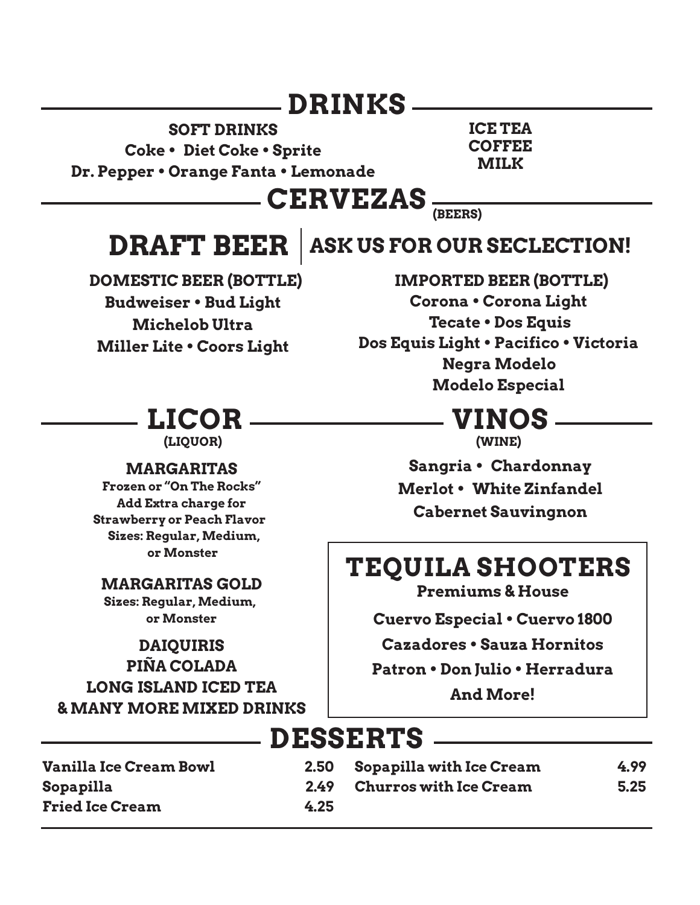## DRINKS

**SOFT DRINKS**

Coke • Diet Coke • Sprite

Dr. Pepper • Orange Fanta • Lemonade

**ICE TEA**
**COFFEE**
**MILK**

## CERVEZAS (BEERS)

### DRAFT BEER | ASK US FOR OUR SECLECTION!

**DOMESTIC BEER (BOTTLE)**

Budweiser • Bud Light

Michelob Ultra

Miller Lite • Coors Light

**IMPORTED BEER (BOTTLE)**

Corona • Corona Light

Tecate • Dos Equis

Dos Equis Light • Pacifico • Victoria

Negra Modelo

Modelo Especial

## LICOR (LIQUOR)

**MARGARITAS**

Frozen or "On The Rocks"
Add Extra charge for
Strawberry or Peach Flavor
Sizes: Regular, Medium,
or Monster

**MARGARITAS GOLD**

Sizes: Regular, Medium,
or Monster

**DAIQUIRIS**

**PIÑA COLADA**

**LONG ISLAND ICED TEA**

**& MANY MORE MIXED DRINKS**

## VINOS (WINE)

Sangria • Chardonnay

Merlot • White Zinfandel

Cabernet Sauvingnon

### TEQUILA SHOOTERS

**Premiums & House**

Cuervo Especial • Cuervo 1800

Cazadores • Sauza Hornitos

Patron • Don Julio • Herradura

And More!

## DESSERTS

| | |
|---|---|
| Vanilla Ice Cream Bowl | 2.50 |
| Sopapilla | 2.49 |
| Fried Ice Cream | 4.25 |
| Sopapilla with Ice Cream | 4.99 |
| Churros with Ice Cream | 5.25 |